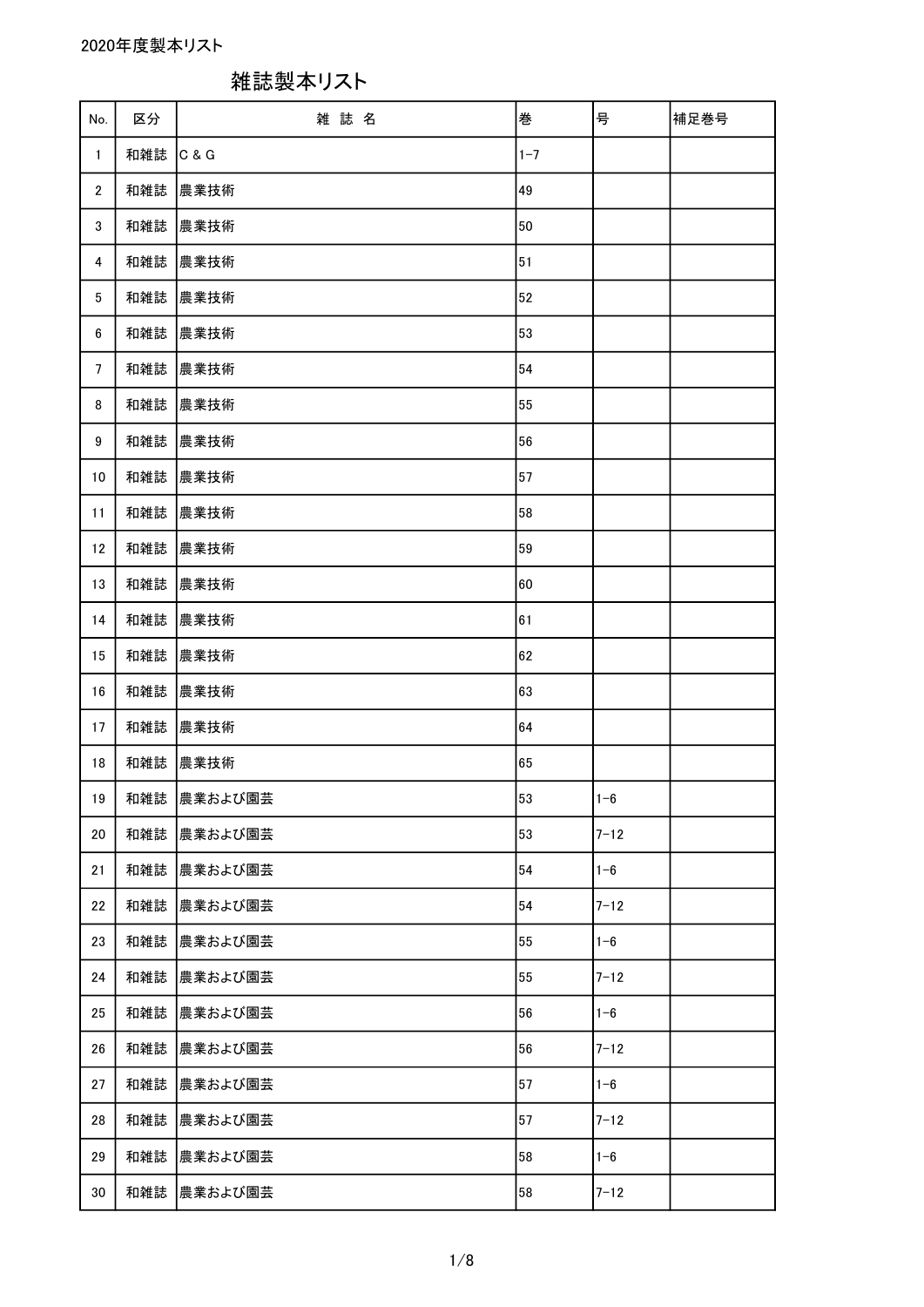2020年度製本リスト

# 雑誌製本リスト

| No. | 区分 | 雑 誌 名 | 巻 | 号 | 補足巻号 |
|---|---|---|---|---|---|
| 1 | 和雑誌 | C & G | 1-7 | | |
| 2 | 和雑誌 | 農業技術 | 49 | | |
| 3 | 和雑誌 | 農業技術 | 50 | | |
| 4 | 和雑誌 | 農業技術 | 51 | | |
| 5 | 和雑誌 | 農業技術 | 52 | | |
| 6 | 和雑誌 | 農業技術 | 53 | | |
| 7 | 和雑誌 | 農業技術 | 54 | | |
| 8 | 和雑誌 | 農業技術 | 55 | | |
| 9 | 和雑誌 | 農業技術 | 56 | | |
| 10 | 和雑誌 | 農業技術 | 57 | | |
| 11 | 和雑誌 | 農業技術 | 58 | | |
| 12 | 和雑誌 | 農業技術 | 59 | | |
| 13 | 和雑誌 | 農業技術 | 60 | | |
| 14 | 和雑誌 | 農業技術 | 61 | | |
| 15 | 和雑誌 | 農業技術 | 62 | | |
| 16 | 和雑誌 | 農業技術 | 63 | | |
| 17 | 和雑誌 | 農業技術 | 64 | | |
| 18 | 和雑誌 | 農業技術 | 65 | | |
| 19 | 和雑誌 | 農業および園芸 | 53 | 1-6 | |
| 20 | 和雑誌 | 農業および園芸 | 53 | 7-12 | |
| 21 | 和雑誌 | 農業および園芸 | 54 | 1-6 | |
| 22 | 和雑誌 | 農業および園芸 | 54 | 7-12 | |
| 23 | 和雑誌 | 農業および園芸 | 55 | 1-6 | |
| 24 | 和雑誌 | 農業および園芸 | 55 | 7-12 | |
| 25 | 和雑誌 | 農業および園芸 | 56 | 1-6 | |
| 26 | 和雑誌 | 農業および園芸 | 56 | 7-12 | |
| 27 | 和雑誌 | 農業および園芸 | 57 | 1-6 | |
| 28 | 和雑誌 | 農業および園芸 | 57 | 7-12 | |
| 29 | 和雑誌 | 農業および園芸 | 58 | 1-6 | |
| 30 | 和雑誌 | 農業および園芸 | 58 | 7-12 | |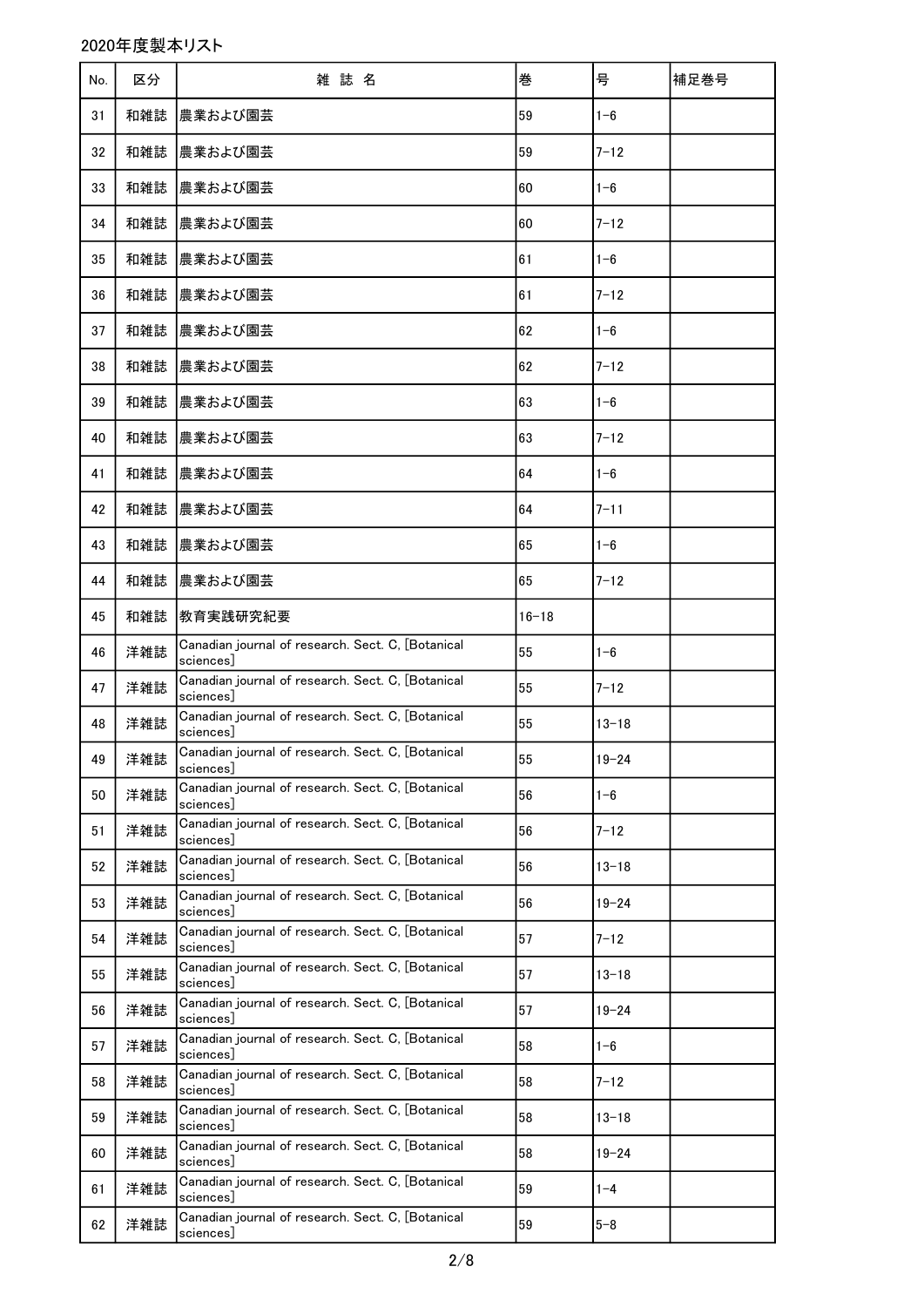2020年度製本リスト

| No. | 区分 | 雑 誌 名 | 巻 | 号 | 補足巻号 |
|---|---|---|---|---|---|
| 31 | 和雑誌 | 農業および園芸 | 59 | 1-6 | |
| 32 | 和雑誌 | 農業および園芸 | 59 | 7-12 | |
| 33 | 和雑誌 | 農業および園芸 | 60 | 1-6 | |
| 34 | 和雑誌 | 農業および園芸 | 60 | 7-12 | |
| 35 | 和雑誌 | 農業および園芸 | 61 | 1-6 | |
| 36 | 和雑誌 | 農業および園芸 | 61 | 7-12 | |
| 37 | 和雑誌 | 農業および園芸 | 62 | 1-6 | |
| 38 | 和雑誌 | 農業および園芸 | 62 | 7-12 | |
| 39 | 和雑誌 | 農業および園芸 | 63 | 1-6 | |
| 40 | 和雑誌 | 農業および園芸 | 63 | 7-12 | |
| 41 | 和雑誌 | 農業および園芸 | 64 | 1-6 | |
| 42 | 和雑誌 | 農業および園芸 | 64 | 7-11 | |
| 43 | 和雑誌 | 農業および園芸 | 65 | 1-6 | |
| 44 | 和雑誌 | 農業および園芸 | 65 | 7-12 | |
| 45 | 和雑誌 | 教育実践研究紀要 | 16-18 | | |
| 46 | 洋雑誌 | Canadian journal of research. Sect. C, [Botanical sciences] | 55 | 1-6 | |
| 47 | 洋雑誌 | Canadian journal of research. Sect. C, [Botanical sciences] | 55 | 7-12 | |
| 48 | 洋雑誌 | Canadian journal of research. Sect. C, [Botanical sciences] | 55 | 13-18 | |
| 49 | 洋雑誌 | Canadian journal of research. Sect. C, [Botanical sciences] | 55 | 19-24 | |
| 50 | 洋雑誌 | Canadian journal of research. Sect. C, [Botanical sciences] | 56 | 1-6 | |
| 51 | 洋雑誌 | Canadian journal of research. Sect. C, [Botanical sciences] | 56 | 7-12 | |
| 52 | 洋雑誌 | Canadian journal of research. Sect. C, [Botanical sciences] | 56 | 13-18 | |
| 53 | 洋雑誌 | Canadian journal of research. Sect. C, [Botanical sciences] | 56 | 19-24 | |
| 54 | 洋雑誌 | Canadian journal of research. Sect. C, [Botanical sciences] | 57 | 7-12 | |
| 55 | 洋雑誌 | Canadian journal of research. Sect. C, [Botanical sciences] | 57 | 13-18 | |
| 56 | 洋雑誌 | Canadian journal of research. Sect. C, [Botanical sciences] | 57 | 19-24 | |
| 57 | 洋雑誌 | Canadian journal of research. Sect. C, [Botanical sciences] | 58 | 1-6 | |
| 58 | 洋雑誌 | Canadian journal of research. Sect. C, [Botanical sciences] | 58 | 7-12 | |
| 59 | 洋雑誌 | Canadian journal of research. Sect. C, [Botanical sciences] | 58 | 13-18 | |
| 60 | 洋雑誌 | Canadian journal of research. Sect. C, [Botanical sciences] | 58 | 19-24 | |
| 61 | 洋雑誌 | Canadian journal of research. Sect. C, [Botanical sciences] | 59 | 1-4 | |
| 62 | 洋雑誌 | Canadian journal of research. Sect. C, [Botanical sciences] | 59 | 5-8 | |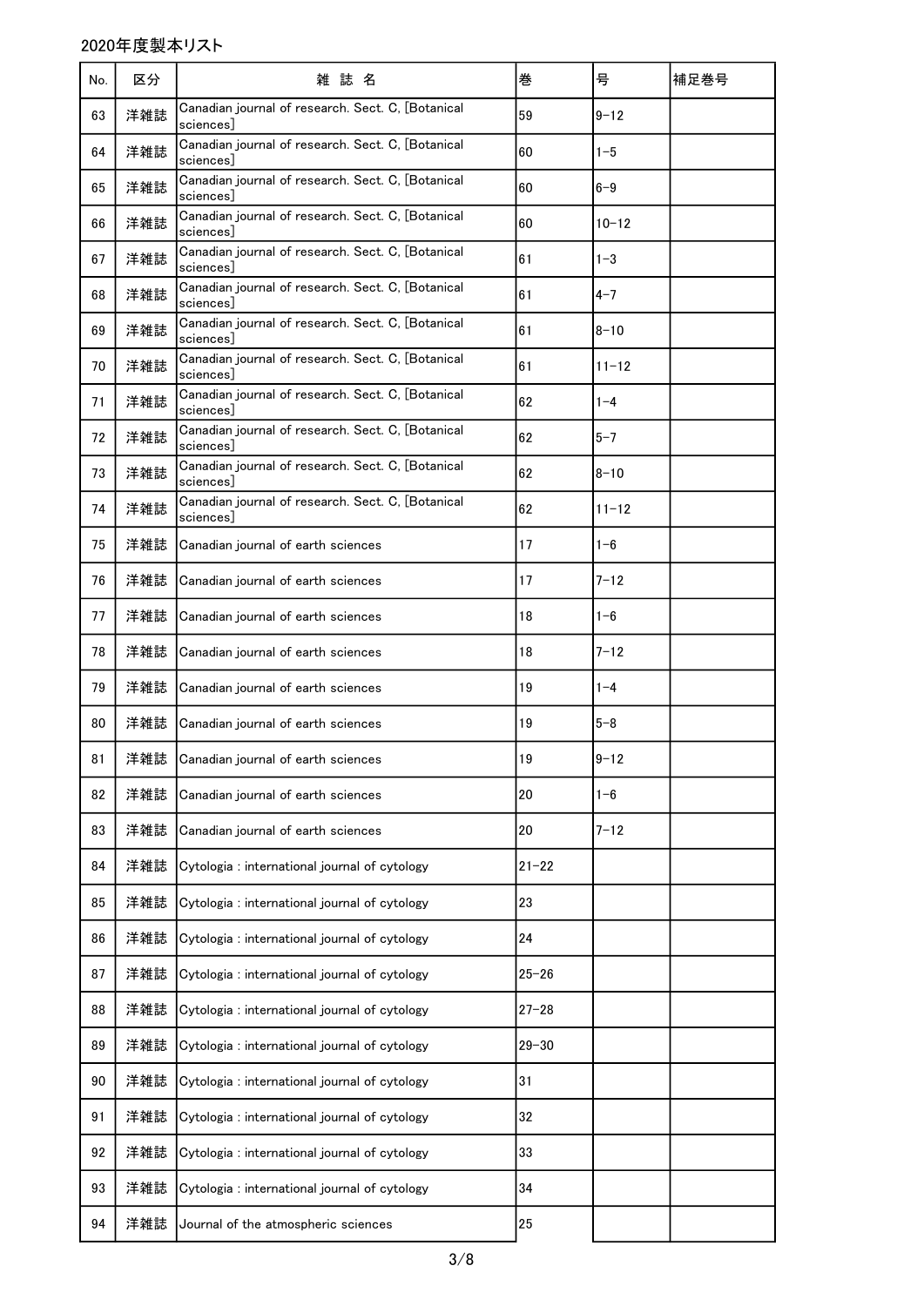2020年度製本リスト

| No. | 区分 | 雑 誌 名 | 巻 | 号 | 補足巻号 |
|---|---|---|---|---|---|
| 63 | 洋雑誌 | Canadian journal of research. Sect. C, [Botanical sciences] | 59 | 9-12 | |
| 64 | 洋雑誌 | Canadian journal of research. Sect. C, [Botanical sciences] | 60 | 1-5 | |
| 65 | 洋雑誌 | Canadian journal of research. Sect. C, [Botanical sciences] | 60 | 6-9 | |
| 66 | 洋雑誌 | Canadian journal of research. Sect. C, [Botanical sciences] | 60 | 10-12 | |
| 67 | 洋雑誌 | Canadian journal of research. Sect. C, [Botanical sciences] | 61 | 1-3 | |
| 68 | 洋雑誌 | Canadian journal of research. Sect. C, [Botanical sciences] | 61 | 4-7 | |
| 69 | 洋雑誌 | Canadian journal of research. Sect. C, [Botanical sciences] | 61 | 8-10 | |
| 70 | 洋雑誌 | Canadian journal of research. Sect. C, [Botanical sciences] | 61 | 11-12 | |
| 71 | 洋雑誌 | Canadian journal of research. Sect. C, [Botanical sciences] | 62 | 1-4 | |
| 72 | 洋雑誌 | Canadian journal of research. Sect. C, [Botanical sciences] | 62 | 5-7 | |
| 73 | 洋雑誌 | Canadian journal of research. Sect. C, [Botanical sciences] | 62 | 8-10 | |
| 74 | 洋雑誌 | Canadian journal of research. Sect. C, [Botanical sciences] | 62 | 11-12 | |
| 75 | 洋雑誌 | Canadian journal of earth sciences | 17 | 1-6 | |
| 76 | 洋雑誌 | Canadian journal of earth sciences | 17 | 7-12 | |
| 77 | 洋雑誌 | Canadian journal of earth sciences | 18 | 1-6 | |
| 78 | 洋雑誌 | Canadian journal of earth sciences | 18 | 7-12 | |
| 79 | 洋雑誌 | Canadian journal of earth sciences | 19 | 1-4 | |
| 80 | 洋雑誌 | Canadian journal of earth sciences | 19 | 5-8 | |
| 81 | 洋雑誌 | Canadian journal of earth sciences | 19 | 9-12 | |
| 82 | 洋雑誌 | Canadian journal of earth sciences | 20 | 1-6 | |
| 83 | 洋雑誌 | Canadian journal of earth sciences | 20 | 7-12 | |
| 84 | 洋雑誌 | Cytologia : international journal of cytology | 21-22 | | |
| 85 | 洋雑誌 | Cytologia : international journal of cytology | 23 | | |
| 86 | 洋雑誌 | Cytologia : international journal of cytology | 24 | | |
| 87 | 洋雑誌 | Cytologia : international journal of cytology | 25-26 | | |
| 88 | 洋雑誌 | Cytologia : international journal of cytology | 27-28 | | |
| 89 | 洋雑誌 | Cytologia : international journal of cytology | 29-30 | | |
| 90 | 洋雑誌 | Cytologia : international journal of cytology | 31 | | |
| 91 | 洋雑誌 | Cytologia : international journal of cytology | 32 | | |
| 92 | 洋雑誌 | Cytologia : international journal of cytology | 33 | | |
| 93 | 洋雑誌 | Cytologia : international journal of cytology | 34 | | |
| 94 | 洋雑誌 | Journal of the atmospheric sciences | 25 | | |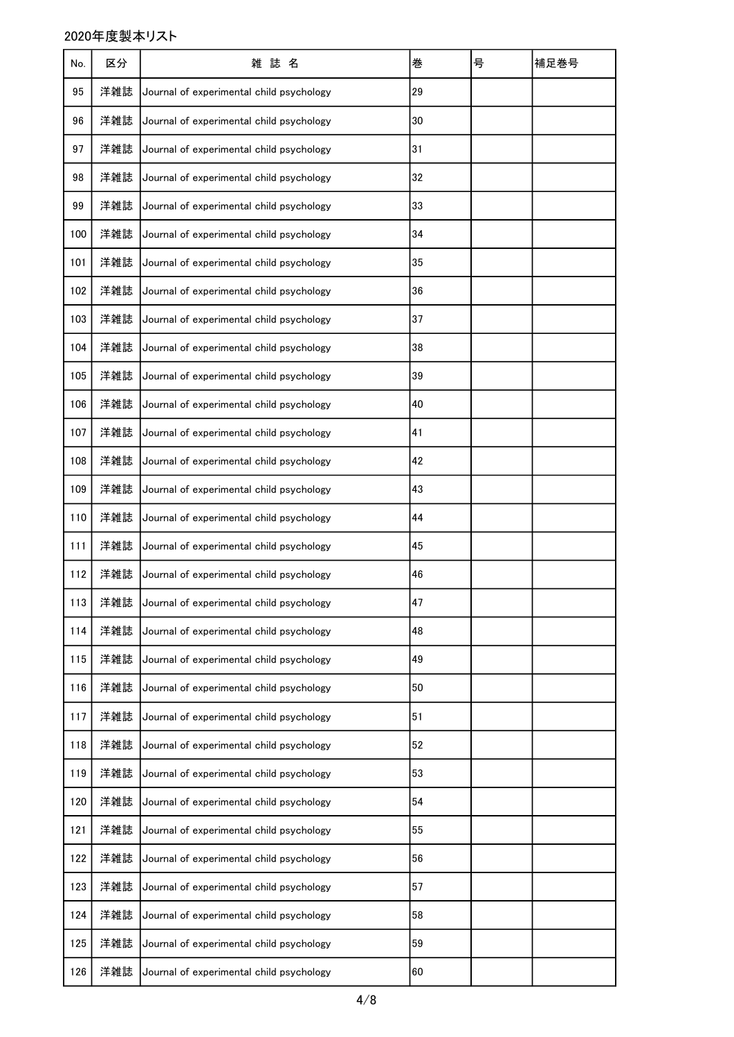2020年度製本リスト

| No. | 区分 | 雑 誌 名 | 巻 | 号 | 補足巻号 |
|---|---|---|---|---|---|
| 95 | 洋雑誌 | Journal of experimental child psychology | 29 | | |
| 96 | 洋雑誌 | Journal of experimental child psychology | 30 | | |
| 97 | 洋雑誌 | Journal of experimental child psychology | 31 | | |
| 98 | 洋雑誌 | Journal of experimental child psychology | 32 | | |
| 99 | 洋雑誌 | Journal of experimental child psychology | 33 | | |
| 100 | 洋雑誌 | Journal of experimental child psychology | 34 | | |
| 101 | 洋雑誌 | Journal of experimental child psychology | 35 | | |
| 102 | 洋雑誌 | Journal of experimental child psychology | 36 | | |
| 103 | 洋雑誌 | Journal of experimental child psychology | 37 | | |
| 104 | 洋雑誌 | Journal of experimental child psychology | 38 | | |
| 105 | 洋雑誌 | Journal of experimental child psychology | 39 | | |
| 106 | 洋雑誌 | Journal of experimental child psychology | 40 | | |
| 107 | 洋雑誌 | Journal of experimental child psychology | 41 | | |
| 108 | 洋雑誌 | Journal of experimental child psychology | 42 | | |
| 109 | 洋雑誌 | Journal of experimental child psychology | 43 | | |
| 110 | 洋雑誌 | Journal of experimental child psychology | 44 | | |
| 111 | 洋雑誌 | Journal of experimental child psychology | 45 | | |
| 112 | 洋雑誌 | Journal of experimental child psychology | 46 | | |
| 113 | 洋雑誌 | Journal of experimental child psychology | 47 | | |
| 114 | 洋雑誌 | Journal of experimental child psychology | 48 | | |
| 115 | 洋雑誌 | Journal of experimental child psychology | 49 | | |
| 116 | 洋雑誌 | Journal of experimental child psychology | 50 | | |
| 117 | 洋雑誌 | Journal of experimental child psychology | 51 | | |
| 118 | 洋雑誌 | Journal of experimental child psychology | 52 | | |
| 119 | 洋雑誌 | Journal of experimental child psychology | 53 | | |
| 120 | 洋雑誌 | Journal of experimental child psychology | 54 | | |
| 121 | 洋雑誌 | Journal of experimental child psychology | 55 | | |
| 122 | 洋雑誌 | Journal of experimental child psychology | 56 | | |
| 123 | 洋雑誌 | Journal of experimental child psychology | 57 | | |
| 124 | 洋雑誌 | Journal of experimental child psychology | 58 | | |
| 125 | 洋雑誌 | Journal of experimental child psychology | 59 | | |
| 126 | 洋雑誌 | Journal of experimental child psychology | 60 | | |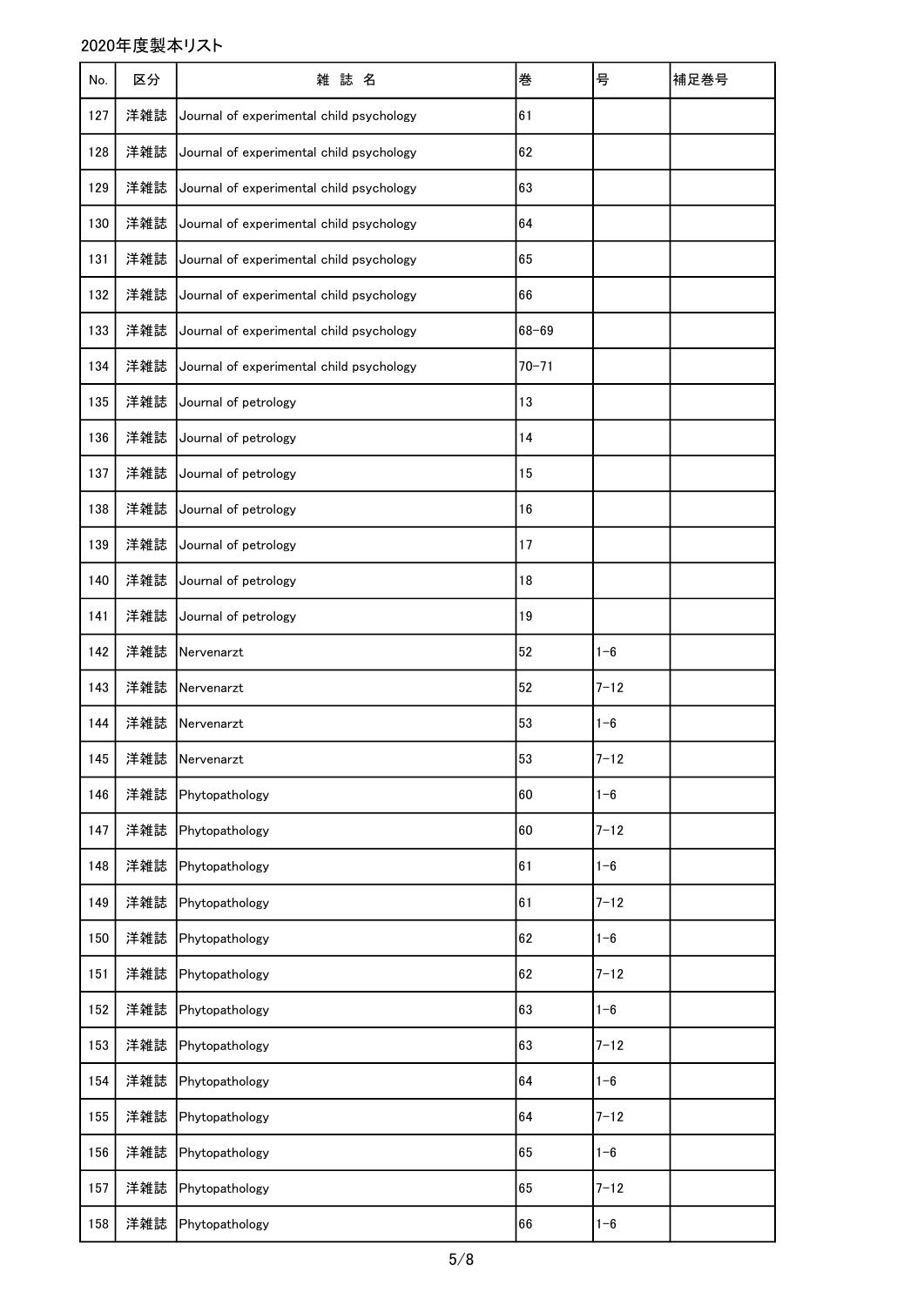2020年度製本リスト

| No. | 区分 | 雑 誌 名 | 巻 | 号 | 補足巻号 |
|---|---|---|---|---|---|
| 127 | 洋雑誌 | Journal of experimental child psychology | 61 | | |
| 128 | 洋雑誌 | Journal of experimental child psychology | 62 | | |
| 129 | 洋雑誌 | Journal of experimental child psychology | 63 | | |
| 130 | 洋雑誌 | Journal of experimental child psychology | 64 | | |
| 131 | 洋雑誌 | Journal of experimental child psychology | 65 | | |
| 132 | 洋雑誌 | Journal of experimental child psychology | 66 | | |
| 133 | 洋雑誌 | Journal of experimental child psychology | 68-69 | | |
| 134 | 洋雑誌 | Journal of experimental child psychology | 70-71 | | |
| 135 | 洋雑誌 | Journal of petrology | 13 | | |
| 136 | 洋雑誌 | Journal of petrology | 14 | | |
| 137 | 洋雑誌 | Journal of petrology | 15 | | |
| 138 | 洋雑誌 | Journal of petrology | 16 | | |
| 139 | 洋雑誌 | Journal of petrology | 17 | | |
| 140 | 洋雑誌 | Journal of petrology | 18 | | |
| 141 | 洋雑誌 | Journal of petrology | 19 | | |
| 142 | 洋雑誌 | Nervenarzt | 52 | 1-6 | |
| 143 | 洋雑誌 | Nervenarzt | 52 | 7-12 | |
| 144 | 洋雑誌 | Nervenarzt | 53 | 1-6 | |
| 145 | 洋雑誌 | Nervenarzt | 53 | 7-12 | |
| 146 | 洋雑誌 | Phytopathology | 60 | 1-6 | |
| 147 | 洋雑誌 | Phytopathology | 60 | 7-12 | |
| 148 | 洋雑誌 | Phytopathology | 61 | 1-6 | |
| 149 | 洋雑誌 | Phytopathology | 61 | 7-12 | |
| 150 | 洋雑誌 | Phytopathology | 62 | 1-6 | |
| 151 | 洋雑誌 | Phytopathology | 62 | 7-12 | |
| 152 | 洋雑誌 | Phytopathology | 63 | 1-6 | |
| 153 | 洋雑誌 | Phytopathology | 63 | 7-12 | |
| 154 | 洋雑誌 | Phytopathology | 64 | 1-6 | |
| 155 | 洋雑誌 | Phytopathology | 64 | 7-12 | |
| 156 | 洋雑誌 | Phytopathology | 65 | 1-6 | |
| 157 | 洋雑誌 | Phytopathology | 65 | 7-12 | |
| 158 | 洋雑誌 | Phytopathology | 66 | 1-6 | |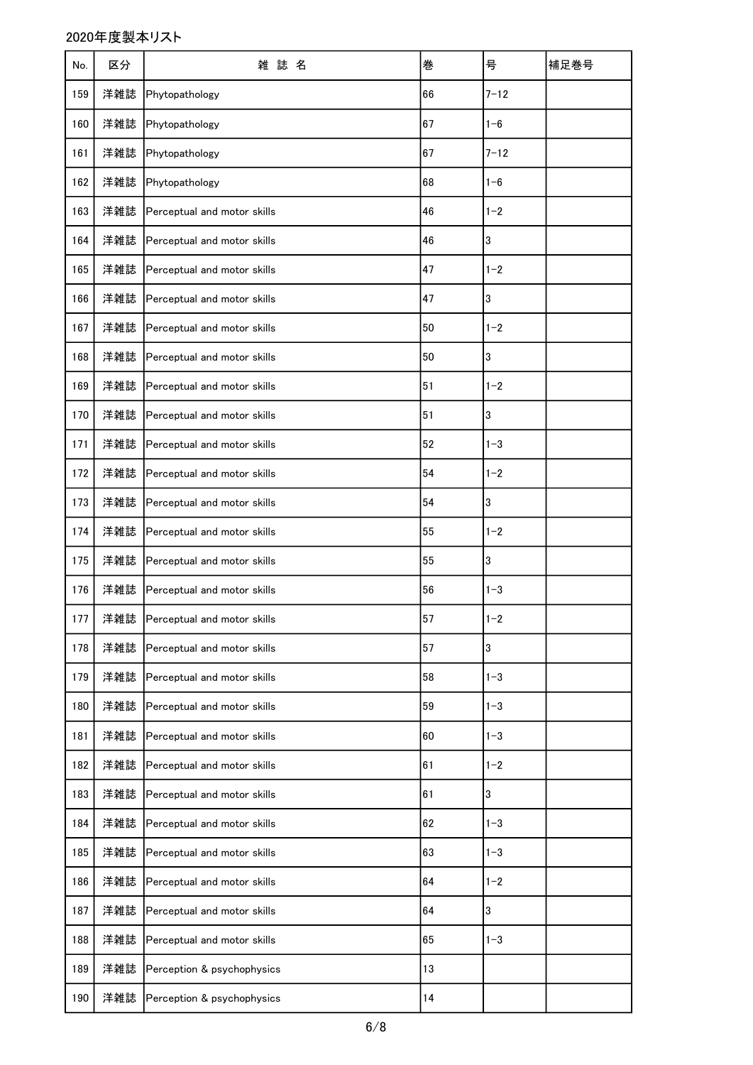2020年度製本リスト

| No. | 区分 | 雑 誌 名 | 巻 | 号 | 補足巻号 |
|---|---|---|---|---|---|
| 159 | 洋雑誌 | Phytopathology | 66 | 7-12 | |
| 160 | 洋雑誌 | Phytopathology | 67 | 1-6 | |
| 161 | 洋雑誌 | Phytopathology | 67 | 7-12 | |
| 162 | 洋雑誌 | Phytopathology | 68 | 1-6 | |
| 163 | 洋雑誌 | Perceptual and motor skills | 46 | 1-2 | |
| 164 | 洋雑誌 | Perceptual and motor skills | 46 | 3 | |
| 165 | 洋雑誌 | Perceptual and motor skills | 47 | 1-2 | |
| 166 | 洋雑誌 | Perceptual and motor skills | 47 | 3 | |
| 167 | 洋雑誌 | Perceptual and motor skills | 50 | 1-2 | |
| 168 | 洋雑誌 | Perceptual and motor skills | 50 | 3 | |
| 169 | 洋雑誌 | Perceptual and motor skills | 51 | 1-2 | |
| 170 | 洋雑誌 | Perceptual and motor skills | 51 | 3 | |
| 171 | 洋雑誌 | Perceptual and motor skills | 52 | 1-3 | |
| 172 | 洋雑誌 | Perceptual and motor skills | 54 | 1-2 | |
| 173 | 洋雑誌 | Perceptual and motor skills | 54 | 3 | |
| 174 | 洋雑誌 | Perceptual and motor skills | 55 | 1-2 | |
| 175 | 洋雑誌 | Perceptual and motor skills | 55 | 3 | |
| 176 | 洋雑誌 | Perceptual and motor skills | 56 | 1-3 | |
| 177 | 洋雑誌 | Perceptual and motor skills | 57 | 1-2 | |
| 178 | 洋雑誌 | Perceptual and motor skills | 57 | 3 | |
| 179 | 洋雑誌 | Perceptual and motor skills | 58 | 1-3 | |
| 180 | 洋雑誌 | Perceptual and motor skills | 59 | 1-3 | |
| 181 | 洋雑誌 | Perceptual and motor skills | 60 | 1-3 | |
| 182 | 洋雑誌 | Perceptual and motor skills | 61 | 1-2 | |
| 183 | 洋雑誌 | Perceptual and motor skills | 61 | 3 | |
| 184 | 洋雑誌 | Perceptual and motor skills | 62 | 1-3 | |
| 185 | 洋雑誌 | Perceptual and motor skills | 63 | 1-3 | |
| 186 | 洋雑誌 | Perceptual and motor skills | 64 | 1-2 | |
| 187 | 洋雑誌 | Perceptual and motor skills | 64 | 3 | |
| 188 | 洋雑誌 | Perceptual and motor skills | 65 | 1-3 | |
| 189 | 洋雑誌 | Perception & psychophysics | 13 | | |
| 190 | 洋雑誌 | Perception & psychophysics | 14 | | |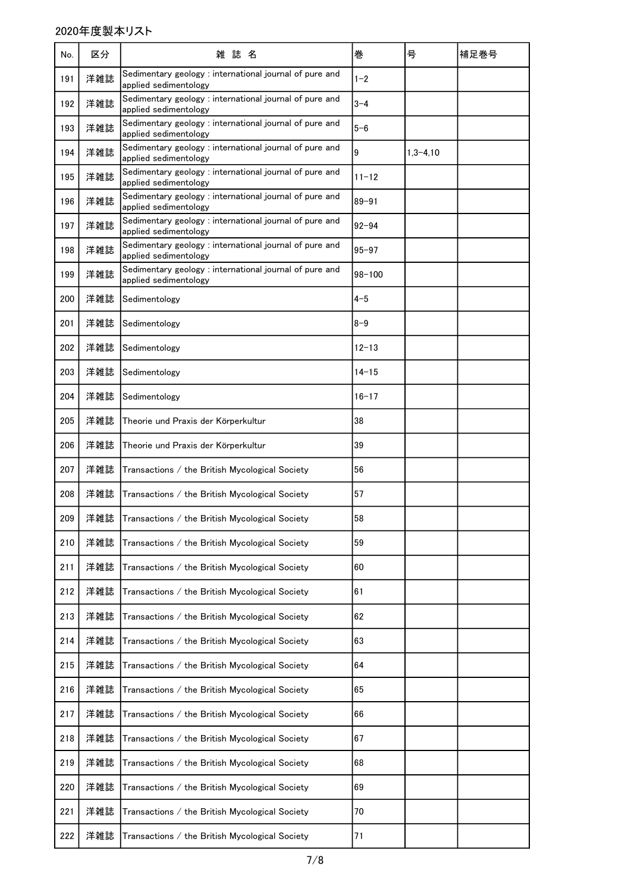2020年度製本リスト

| No. | 区分 | 雑 誌 名 | 巻 | 号 | 補足巻号 |
|---|---|---|---|---|---|
| 191 | 洋雑誌 | Sedimentary geology : international journal of pure and applied sedimentology | 1-2 | | |
| 192 | 洋雑誌 | Sedimentary geology : international journal of pure and applied sedimentology | 3-4 | | |
| 193 | 洋雑誌 | Sedimentary geology : international journal of pure and applied sedimentology | 5-6 | | |
| 194 | 洋雑誌 | Sedimentary geology : international journal of pure and applied sedimentology | 9 | 1,3-4,10 | |
| 195 | 洋雑誌 | Sedimentary geology : international journal of pure and applied sedimentology | 11-12 | | |
| 196 | 洋雑誌 | Sedimentary geology : international journal of pure and applied sedimentology | 89-91 | | |
| 197 | 洋雑誌 | Sedimentary geology : international journal of pure and applied sedimentology | 92-94 | | |
| 198 | 洋雑誌 | Sedimentary geology : international journal of pure and applied sedimentology | 95-97 | | |
| 199 | 洋雑誌 | Sedimentary geology : international journal of pure and applied sedimentology | 98-100 | | |
| 200 | 洋雑誌 | Sedimentology | 4-5 | | |
| 201 | 洋雑誌 | Sedimentology | 8-9 | | |
| 202 | 洋雑誌 | Sedimentology | 12-13 | | |
| 203 | 洋雑誌 | Sedimentology | 14-15 | | |
| 204 | 洋雑誌 | Sedimentology | 16-17 | | |
| 205 | 洋雑誌 | Theorie und Praxis der Körperkultur | 38 | | |
| 206 | 洋雑誌 | Theorie und Praxis der Körperkultur | 39 | | |
| 207 | 洋雑誌 | Transactions / the British Mycological Society | 56 | | |
| 208 | 洋雑誌 | Transactions / the British Mycological Society | 57 | | |
| 209 | 洋雑誌 | Transactions / the British Mycological Society | 58 | | |
| 210 | 洋雑誌 | Transactions / the British Mycological Society | 59 | | |
| 211 | 洋雑誌 | Transactions / the British Mycological Society | 60 | | |
| 212 | 洋雑誌 | Transactions / the British Mycological Society | 61 | | |
| 213 | 洋雑誌 | Transactions / the British Mycological Society | 62 | | |
| 214 | 洋雑誌 | Transactions / the British Mycological Society | 63 | | |
| 215 | 洋雑誌 | Transactions / the British Mycological Society | 64 | | |
| 216 | 洋雑誌 | Transactions / the British Mycological Society | 65 | | |
| 217 | 洋雑誌 | Transactions / the British Mycological Society | 66 | | |
| 218 | 洋雑誌 | Transactions / the British Mycological Society | 67 | | |
| 219 | 洋雑誌 | Transactions / the British Mycological Society | 68 | | |
| 220 | 洋雑誌 | Transactions / the British Mycological Society | 69 | | |
| 221 | 洋雑誌 | Transactions / the British Mycological Society | 70 | | |
| 222 | 洋雑誌 | Transactions / the British Mycological Society | 71 | | |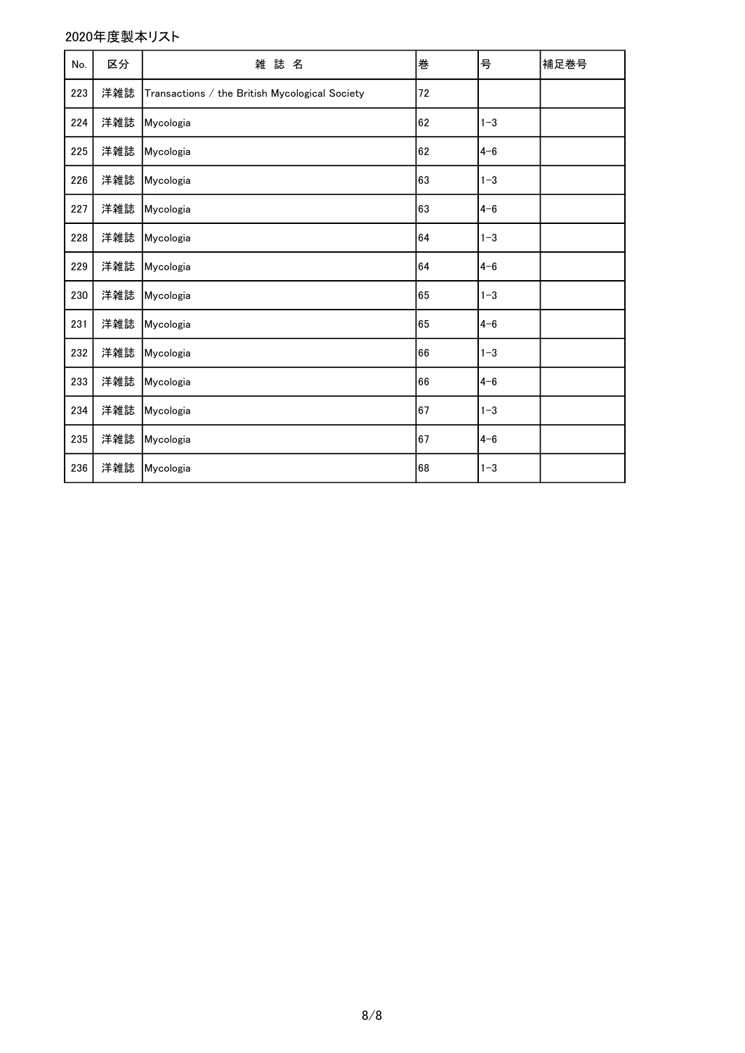2020年度製本リスト

| No. | 区分 | 雑 誌 名 | 巻 | 号 | 補足巻号 |
|---|---|---|---|---|---|
| 223 | 洋雑誌 | Transactions / the British Mycological Society | 72 | | |
| 224 | 洋雑誌 | Mycologia | 62 | 1-3 | |
| 225 | 洋雑誌 | Mycologia | 62 | 4-6 | |
| 226 | 洋雑誌 | Mycologia | 63 | 1-3 | |
| 227 | 洋雑誌 | Mycologia | 63 | 4-6 | |
| 228 | 洋雑誌 | Mycologia | 64 | 1-3 | |
| 229 | 洋雑誌 | Mycologia | 64 | 4-6 | |
| 230 | 洋雑誌 | Mycologia | 65 | 1-3 | |
| 231 | 洋雑誌 | Mycologia | 65 | 4-6 | |
| 232 | 洋雑誌 | Mycologia | 66 | 1-3 | |
| 233 | 洋雑誌 | Mycologia | 66 | 4-6 | |
| 234 | 洋雑誌 | Mycologia | 67 | 1-3 | |
| 235 | 洋雑誌 | Mycologia | 67 | 4-6 | |
| 236 | 洋雑誌 | Mycologia | 68 | 1-3 | |